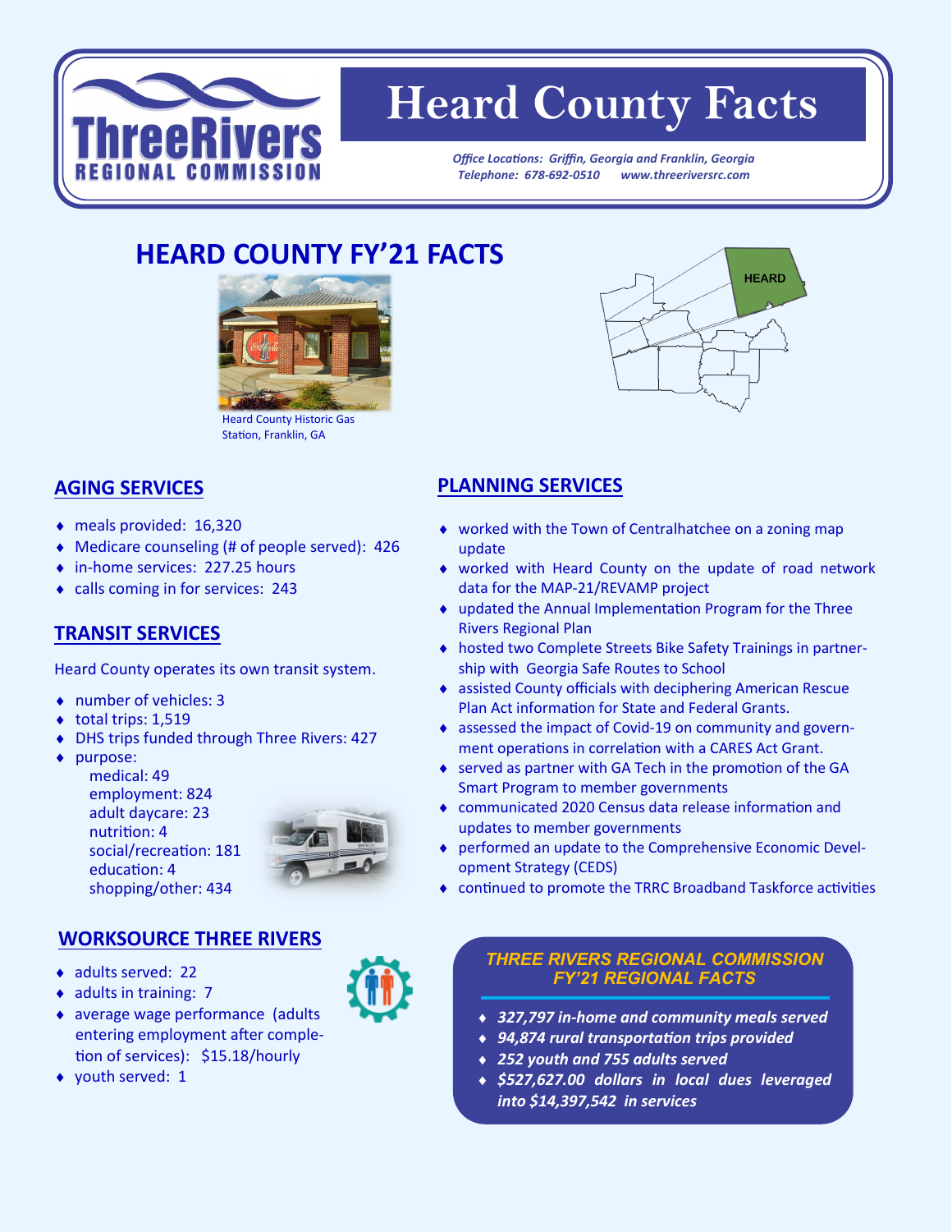# Heard County Facts

*Office Locations: Griffin, Georgia and Franklin, Georgia*
*Telephone: 678-692-0510 www.threeriversrc.com*

## HEARD COUNTY FY'21 FACTS

Heard County Historic Gas Station, Franklin, GA

HEARD

### AGING SERVICES

- meals provided: 16,320
- Medicare counseling (# of people served): 426
- in-home services: 227.25 hours
- calls coming in for services: 243

### TRANSIT SERVICES

Heard County operates its own transit system.

- number of vehicles: 3
- total trips: 1,519
- DHS trips funded through Three Rivers: 427
- purpose:
  - medical: 49
  - employment: 824
  - adult daycare: 23
  - nutrition: 4
  - social/recreation: 181
  - education: 4
  - shopping/other: 434

### WORKSOURCE THREE RIVERS

- adults served: 22
- adults in training: 7
- average wage performance (adults entering employment after completion of services): $15.18/hourly
- youth served: 1

### PLANNING SERVICES

- worked with the Town of Centralhatchee on a zoning map update
- worked with Heard County on the update of road network data for the MAP-21/REVAMP project
- updated the Annual Implementation Program for the Three Rivers Regional Plan
- hosted two Complete Streets Bike Safety Trainings in partnership with Georgia Safe Routes to School
- assisted County officials with deciphering American Rescue Plan Act information for State and Federal Grants.
- assessed the impact of Covid-19 on community and government operations in correlation with a CARES Act Grant.
- served as partner with GA Tech in the promotion of the GA Smart Program to member governments
- communicated 2020 Census data release information and updates to member governments
- performed an update to the Comprehensive Economic Development Strategy (CEDS)
- continued to promote the TRRC Broadband Taskforce activities

### THREE RIVERS REGIONAL COMMISSION FY'21 REGIONAL FACTS

- ***327,797 in-home and community meals served***
- ***94,874 rural transportation trips provided***
- ***252 youth and 755 adults served***
- ***$527,627.00 dollars in local dues leveraged into $14,397,542 in services***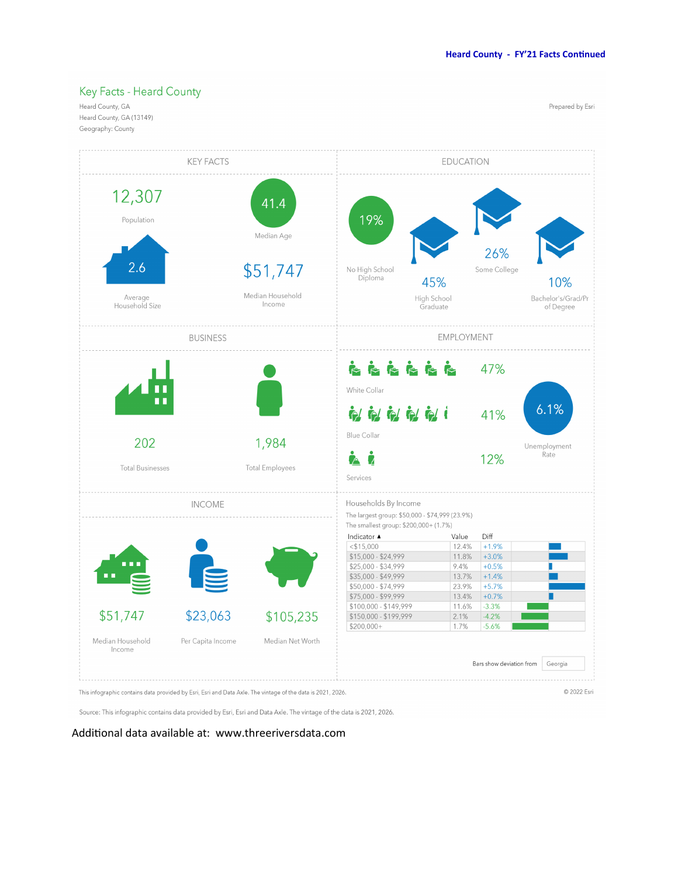**Heard County - FY'21 Facts Continued**

## Key Facts - Heard County

Heard County, GA
Heard County, GA (13149)
Geography: County

Prepared by Esri

### KEY FACTS

12,307
Population

41.4
Median Age

2.6
Average Household Size

$51,747
Median Household Income

### EDUCATION

19%
No High School Diploma

45%
High School Graduate

26%
Some College

10%
Bachelor's/Grad/Prof Degree

### BUSINESS

202
Total Businesses

1,984
Total Employees

### EMPLOYMENT

47%
White Collar

41%
Blue Collar

12%
Services

6.1%
Unemployment Rate

### INCOME

$51,747
Median Household Income

$23,063
Per Capita Income

$105,235
Median Net Worth

### Households By Income

The largest group: $50,000 - $74,999 (23.9%)
The smallest group: $200,000+ (1.7%)

| Indicator ▲ | Value | Diff |
|---|---|---|
| <$15,000 | 12.4% | +1.9% |
| $15,000 - $24,999 | 11.8% | +3.0% |
| $25,000 - $34,999 | 9.4% | +0.5% |
| $35,000 - $49,999 | 13.7% | +1.4% |
| $50,000 - $74,999 | 23.9% | +5.7% |
| $75,000 - $99,999 | 13.4% | +0.7% |
| $100,000 - $149,999 | 11.6% | -3.3% |
| $150,000 - $199,999 | 2.1% | -4.2% |
| $200,000+ | 1.7% | -5.6% |

Bars show deviation from Georgia

This infographic contains data provided by Esri, Esri and Data Axle. The vintage of the data is 2021, 2026.

© 2022 Esri

Source: This infographic contains data provided by Esri, Esri and Data Axle. The vintage of the data is 2021, 2026.

Additional data available at: www.threeriversdata.com